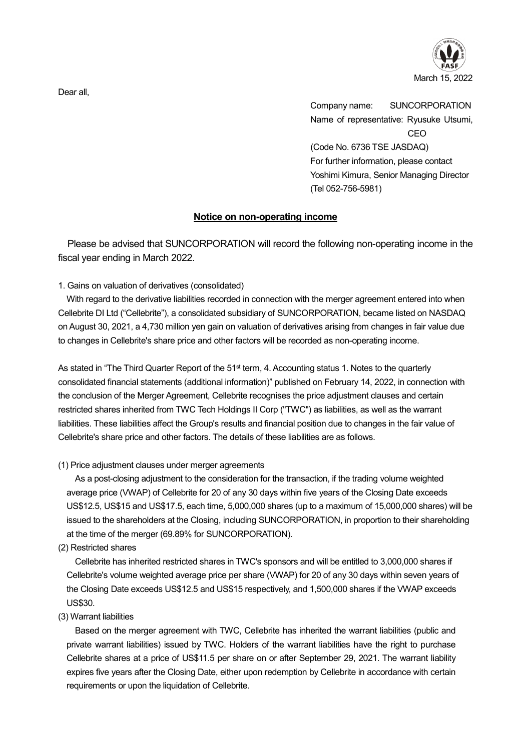March 15, 2022

Dear all,

Company name: SUNCORPORATION
Name of representative: Ryusuke Utsumi, CEO
(Code No. 6736 TSE JASDAQ)
For further information, please contact
Yoshimi Kimura, Senior Managing Director
(Tel 052-756-5981)

# Notice on non-operating income

Please be advised that SUNCORPORATION will record the following non-operating income in the fiscal year ending in March 2022.

1. Gains on valuation of derivatives (consolidated)

With regard to the derivative liabilities recorded in connection with the merger agreement entered into when Cellebrite DI Ltd ("Cellebrite"), a consolidated subsidiary of SUNCORPORATION, became listed on NASDAQ on August 30, 2021, a 4,730 million yen gain on valuation of derivatives arising from changes in fair value due to changes in Cellebrite's share price and other factors will be recorded as non-operating income.

As stated in "The Third Quarter Report of the 51st term, 4. Accounting status 1. Notes to the quarterly consolidated financial statements (additional information)" published on February 14, 2022, in connection with the conclusion of the Merger Agreement, Cellebrite recognises the price adjustment clauses and certain restricted shares inherited from TWC Tech Holdings II Corp ("TWC") as liabilities, as well as the warrant liabilities. These liabilities affect the Group's results and financial position due to changes in the fair value of Cellebrite's share price and other factors. The details of these liabilities are as follows.

(1) Price adjustment clauses under merger agreements

As a post-closing adjustment to the consideration for the transaction, if the trading volume weighted average price (VWAP) of Cellebrite for 20 of any 30 days within five years of the Closing Date exceeds US$12.5, US$15 and US$17.5, each time, 5,000,000 shares (up to a maximum of 15,000,000 shares) will be issued to the shareholders at the Closing, including SUNCORPORATION, in proportion to their shareholding at the time of the merger (69.89% for SUNCORPORATION).

(2) Restricted shares

Cellebrite has inherited restricted shares in TWC's sponsors and will be entitled to 3,000,000 shares if Cellebrite's volume weighted average price per share (VWAP) for 20 of any 30 days within seven years of the Closing Date exceeds US$12.5 and US$15 respectively, and 1,500,000 shares if the VWAP exceeds US$30.

(3) Warrant liabilities

Based on the merger agreement with TWC, Cellebrite has inherited the warrant liabilities (public and private warrant liabilities) issued by TWC. Holders of the warrant liabilities have the right to purchase Cellebrite shares at a price of US$11.5 per share on or after September 29, 2021. The warrant liability expires five years after the Closing Date, either upon redemption by Cellebrite in accordance with certain requirements or upon the liquidation of Cellebrite.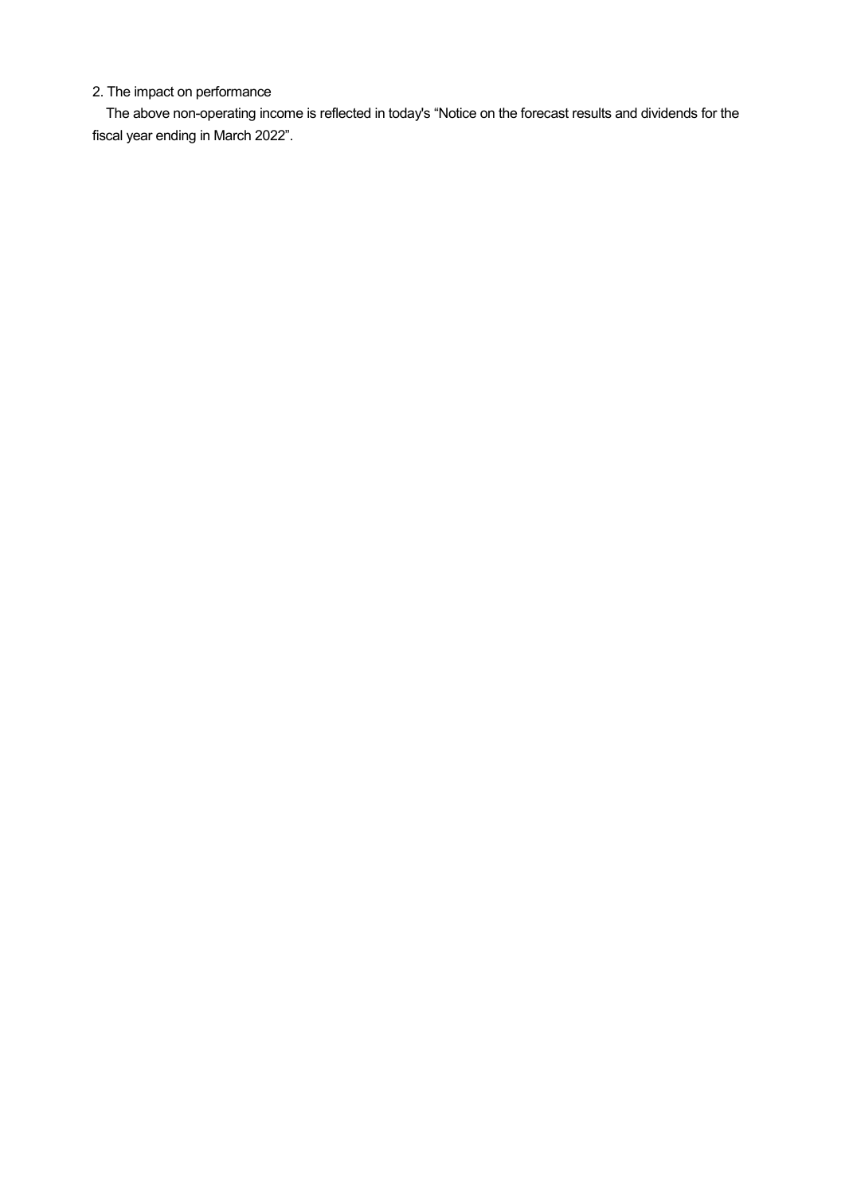## 2. The impact on performance

The above non-operating income is reflected in today's "Notice on the forecast results and dividends for the fiscal year ending in March 2022".